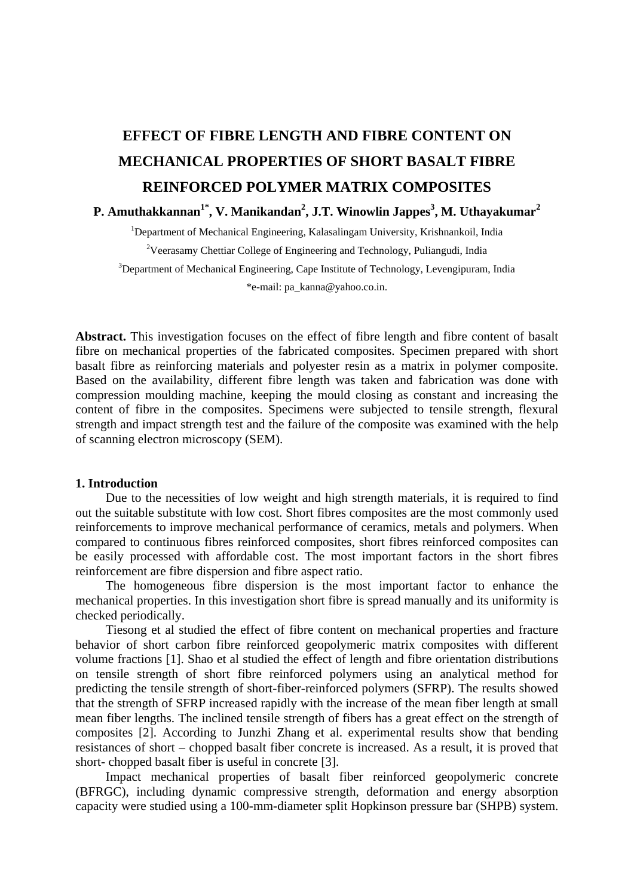# EFFECT OF FIBRE LENGTH AND FIBRE CONTENT ON MECHANICAL PROPERTIES OF SHORT BASALT FIBRE REINFORCED POLYMER MATRIX COMPOSITES

**P. Amuthakkannan[1*], V. Manikandan[2], J.T. Winowlin Jappes[3], M. Uthayakumar[2]**

[1]Department of Mechanical Engineering, Kalasalingam University, Krishnankoil, India

[2]Veerasamy Chettiar College of Engineering and Technology, Puliangudi, India

[3]Department of Mechanical Engineering, Cape Institute of Technology, Levengipuram, India

*e-mail: pa_kanna@yahoo.co.in.

**Abstract.** This investigation focuses on the effect of fibre length and fibre content of basalt fibre on mechanical properties of the fabricated composites. Specimen prepared with short basalt fibre as reinforcing materials and polyester resin as a matrix in polymer composite. Based on the availability, different fibre length was taken and fabrication was done with compression moulding machine, keeping the mould closing as constant and increasing the content of fibre in the composites. Specimens were subjected to tensile strength, flexural strength and impact strength test and the failure of the composite was examined with the help of scanning electron microscopy (SEM).

## 1. Introduction

Due to the necessities of low weight and high strength materials, it is required to find out the suitable substitute with low cost. Short fibres composites are the most commonly used reinforcements to improve mechanical performance of ceramics, metals and polymers. When compared to continuous fibres reinforced composites, short fibres reinforced composites can be easily processed with affordable cost. The most important factors in the short fibres reinforcement are fibre dispersion and fibre aspect ratio.

The homogeneous fibre dispersion is the most important factor to enhance the mechanical properties. In this investigation short fibre is spread manually and its uniformity is checked periodically.

Tiesong et al studied the effect of fibre content on mechanical properties and fracture behavior of short carbon fibre reinforced geopolymeric matrix composites with different volume fractions [1]. Shao et al studied the effect of length and fibre orientation distributions on tensile strength of short fibre reinforced polymers using an analytical method for predicting the tensile strength of short-fiber-reinforced polymers (SFRP). The results showed that the strength of SFRP increased rapidly with the increase of the mean fiber length at small mean fiber lengths. The inclined tensile strength of fibers has a great effect on the strength of composites [2]. According to Junzhi Zhang et al. experimental results show that bending resistances of short – chopped basalt fiber concrete is increased. As a result, it is proved that short- chopped basalt fiber is useful in concrete [3].

Impact mechanical properties of basalt fiber reinforced geopolymeric concrete (BFRGC), including dynamic compressive strength, deformation and energy absorption capacity were studied using a 100-mm-diameter split Hopkinson pressure bar (SHPB) system.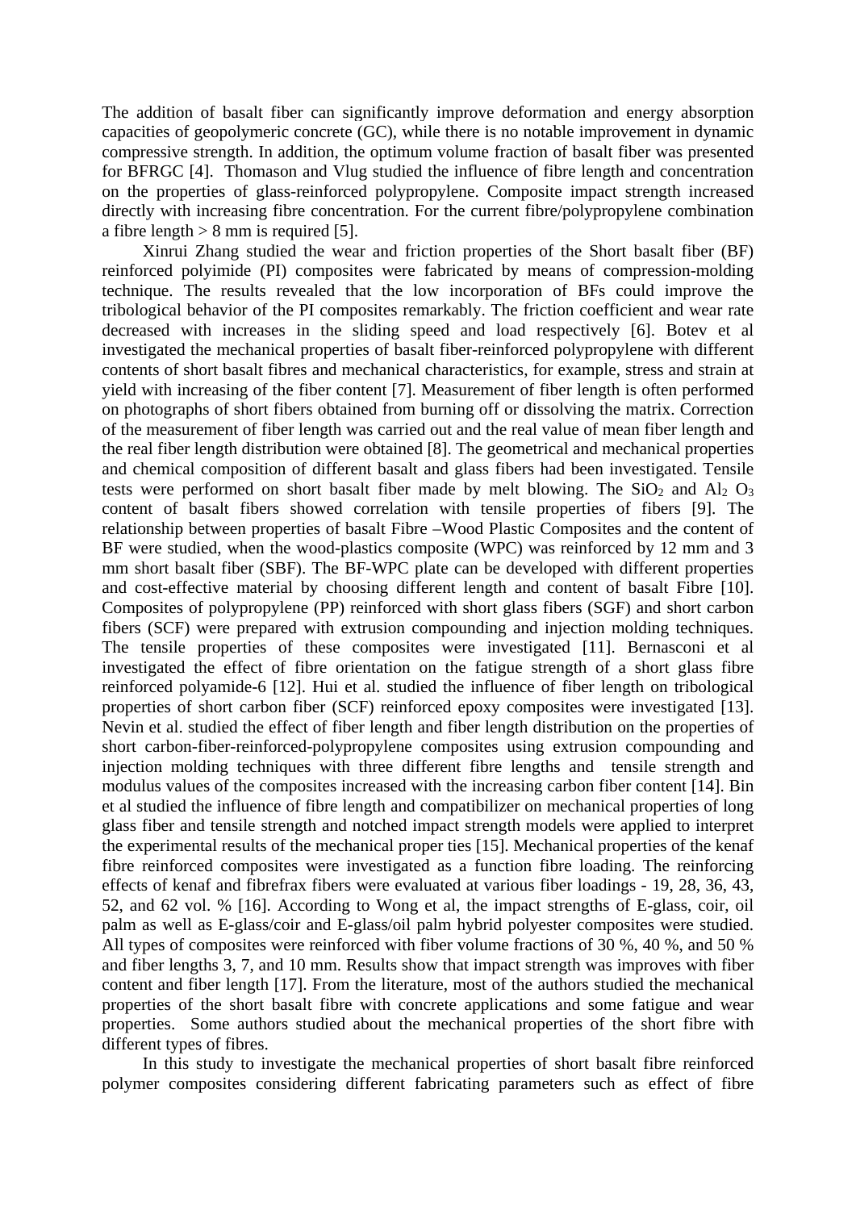The addition of basalt fiber can significantly improve deformation and energy absorption capacities of geopolymeric concrete (GC), while there is no notable improvement in dynamic compressive strength. In addition, the optimum volume fraction of basalt fiber was presented for BFRGC [4]. Thomason and Vlug studied the influence of fibre length and concentration on the properties of glass-reinforced polypropylene. Composite impact strength increased directly with increasing fibre concentration. For the current fibre/polypropylene combination a fibre length > 8 mm is required [5].

Xinrui Zhang studied the wear and friction properties of the Short basalt fiber (BF) reinforced polyimide (PI) composites were fabricated by means of compression-molding technique. The results revealed that the low incorporation of BFs could improve the tribological behavior of the PI composites remarkably. The friction coefficient and wear rate decreased with increases in the sliding speed and load respectively [6]. Botev et al investigated the mechanical properties of basalt fiber-reinforced polypropylene with different contents of short basalt fibres and mechanical characteristics, for example, stress and strain at yield with increasing of the fiber content [7]. Measurement of fiber length is often performed on photographs of short fibers obtained from burning off or dissolving the matrix. Correction of the measurement of fiber length was carried out and the real value of mean fiber length and the real fiber length distribution were obtained [8]. The geometrical and mechanical properties and chemical composition of different basalt and glass fibers had been investigated. Tensile tests were performed on short basalt fiber made by melt blowing. The $SiO_2$ and $Al_2O_3$ content of basalt fibers showed correlation with tensile properties of fibers [9]. The relationship between properties of basalt Fibre –Wood Plastic Composites and the content of BF were studied, when the wood-plastics composite (WPC) was reinforced by 12 mm and 3 mm short basalt fiber (SBF). The BF-WPC plate can be developed with different properties and cost-effective material by choosing different length and content of basalt Fibre [10]. Composites of polypropylene (PP) reinforced with short glass fibers (SGF) and short carbon fibers (SCF) were prepared with extrusion compounding and injection molding techniques. The tensile properties of these composites were investigated [11]. Bernasconi et al investigated the effect of fibre orientation on the fatigue strength of a short glass fibre reinforced polyamide-6 [12]. Hui et al. studied the influence of fiber length on tribological properties of short carbon fiber (SCF) reinforced epoxy composites were investigated [13]. Nevin et al. studied the effect of fiber length and fiber length distribution on the properties of short carbon-fiber-reinforced-polypropylene composites using extrusion compounding and injection molding techniques with three different fibre lengths and tensile strength and modulus values of the composites increased with the increasing carbon fiber content [14]. Bin et al studied the influence of fibre length and compatibilizer on mechanical properties of long glass fiber and tensile strength and notched impact strength models were applied to interpret the experimental results of the mechanical proper ties [15]. Mechanical properties of the kenaf fibre reinforced composites were investigated as a function fibre loading. The reinforcing effects of kenaf and fibrefrax fibers were evaluated at various fiber loadings - 19, 28, 36, 43, 52, and 62 vol. % [16]. According to Wong et al, the impact strengths of E-glass, coir, oil palm as well as E-glass/coir and E-glass/oil palm hybrid polyester composites were studied. All types of composites were reinforced with fiber volume fractions of 30 %, 40 %, and 50 % and fiber lengths 3, 7, and 10 mm. Results show that impact strength was improves with fiber content and fiber length [17]. From the literature, most of the authors studied the mechanical properties of the short basalt fibre with concrete applications and some fatigue and wear properties. Some authors studied about the mechanical properties of the short fibre with different types of fibres.

In this study to investigate the mechanical properties of short basalt fibre reinforced polymer composites considering different fabricating parameters such as effect of fibre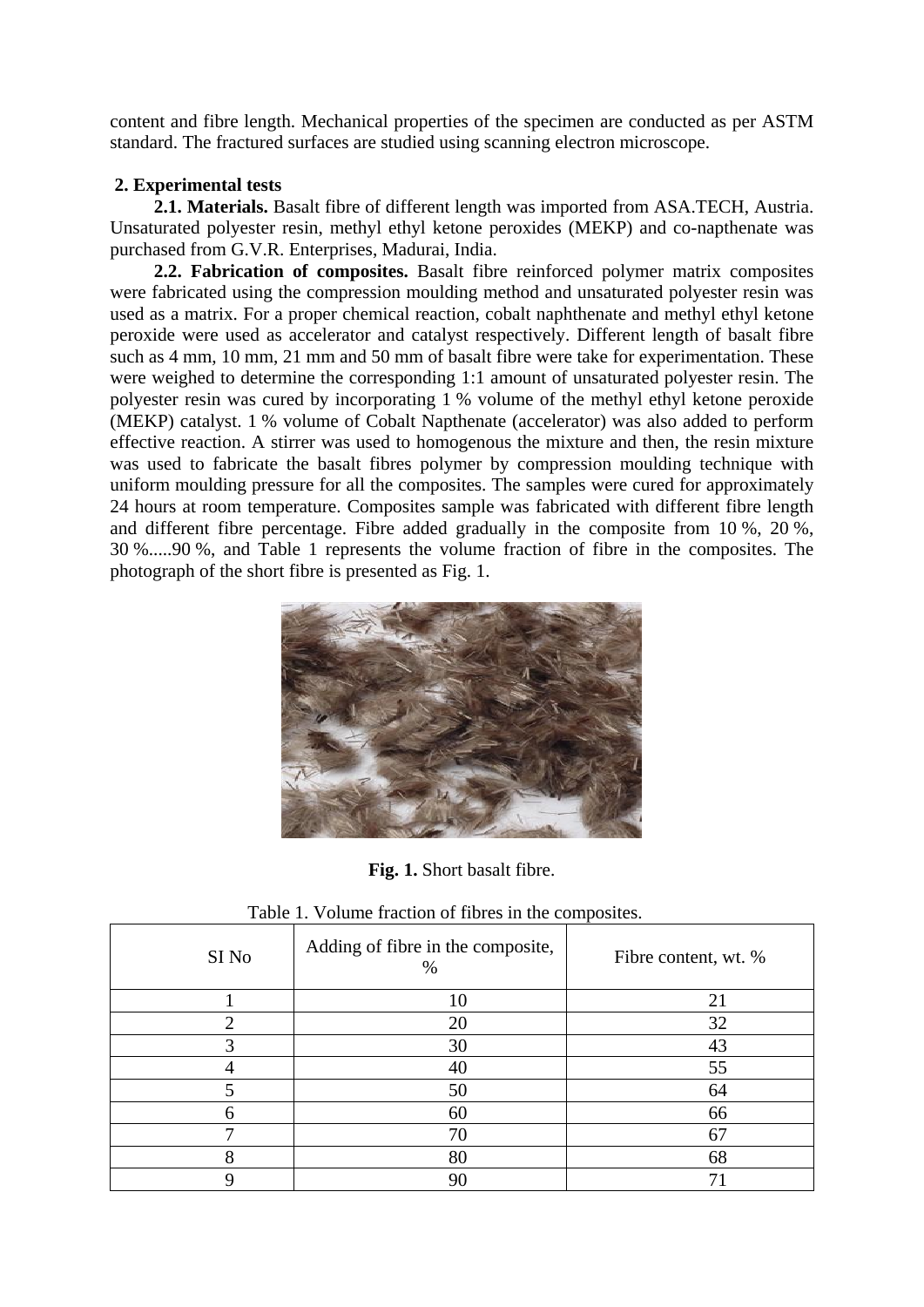content and fibre length. Mechanical properties of the specimen are conducted as per ASTM standard. The fractured surfaces are studied using scanning electron microscope.

## 2. Experimental tests

**2.1. Materials.** Basalt fibre of different length was imported from ASA.TECH, Austria. Unsaturated polyester resin, methyl ethyl ketone peroxides (MEKP) and co-napthenate was purchased from G.V.R. Enterprises, Madurai, India.

**2.2. Fabrication of composites.** Basalt fibre reinforced polymer matrix composites were fabricated using the compression moulding method and unsaturated polyester resin was used as a matrix. For a proper chemical reaction, cobalt naphthenate and methyl ethyl ketone peroxide were used as accelerator and catalyst respectively. Different length of basalt fibre such as 4 mm, 10 mm, 21 mm and 50 mm of basalt fibre were take for experimentation. These were weighed to determine the corresponding 1:1 amount of unsaturated polyester resin. The polyester resin was cured by incorporating 1 % volume of the methyl ethyl ketone peroxide (MEKP) catalyst. 1 % volume of Cobalt Napthenate (accelerator) was also added to perform effective reaction. A stirrer was used to homogenous the mixture and then, the resin mixture was used to fabricate the basalt fibres polymer by compression moulding technique with uniform moulding pressure for all the composites. The samples were cured for approximately 24 hours at room temperature. Composites sample was fabricated with different fibre length and different fibre percentage. Fibre added gradually in the composite from 10 %, 20 %, 30 %.....90 %, and Table 1 represents the volume fraction of fibre in the composites. The photograph of the short fibre is presented as Fig. 1.

**Fig. 1.** Short basalt fibre.

Table 1. Volume fraction of fibres in the composites.

| SI No | Adding of fibre in the composite, % | Fibre content, wt. % |
|---|---|---|
| 1 | 10 | 21 |
| 2 | 20 | 32 |
| 3 | 30 | 43 |
| 4 | 40 | 55 |
| 5 | 50 | 64 |
| 6 | 60 | 66 |
| 7 | 70 | 67 |
| 8 | 80 | 68 |
| 9 | 90 | 71 |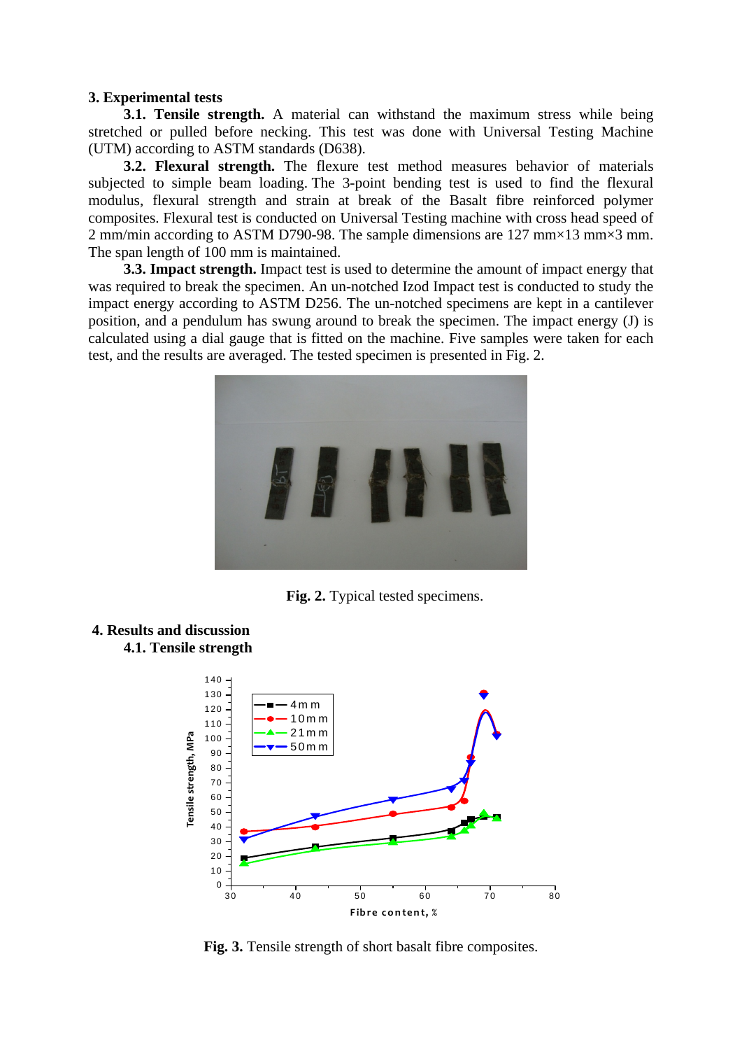**3. Experimental tests**

**3.1. Tensile strength.** A material can withstand the maximum stress while being stretched or pulled before necking. This test was done with Universal Testing Machine (UTM) according to ASTM standards (D638).

**3.2. Flexural strength.** The flexure test method measures behavior of materials subjected to simple beam loading. The 3-point bending test is used to find the flexural modulus, flexural strength and strain at break of the Basalt fibre reinforced polymer composites. Flexural test is conducted on Universal Testing machine with cross head speed of 2 mm/min according to ASTM D790-98. The sample dimensions are 127 mm×13 mm×3 mm. The span length of 100 mm is maintained.

**3.3. Impact strength.** Impact test is used to determine the amount of impact energy that was required to break the specimen. An un-notched Izod Impact test is conducted to study the impact energy according to ASTM D256. The un-notched specimens are kept in a cantilever position, and a pendulum has swung around to break the specimen. The impact energy (J) is calculated using a dial gauge that is fitted on the machine. Five samples were taken for each test, and the results are averaged. The tested specimen is presented in Fig. 2.

**Fig. 2.** Typical tested specimens.

## 4. Results and discussion

### 4.1. Tensile strength

Tensile strength, MPa

0 10 20 30 40 50 60 70 80 90 100 110 120 130 140

4mm
10mm
21mm
50mm

30 40 50 60 70 80

Fibre content, %

**Fig. 3.** Tensile strength of short basalt fibre composites.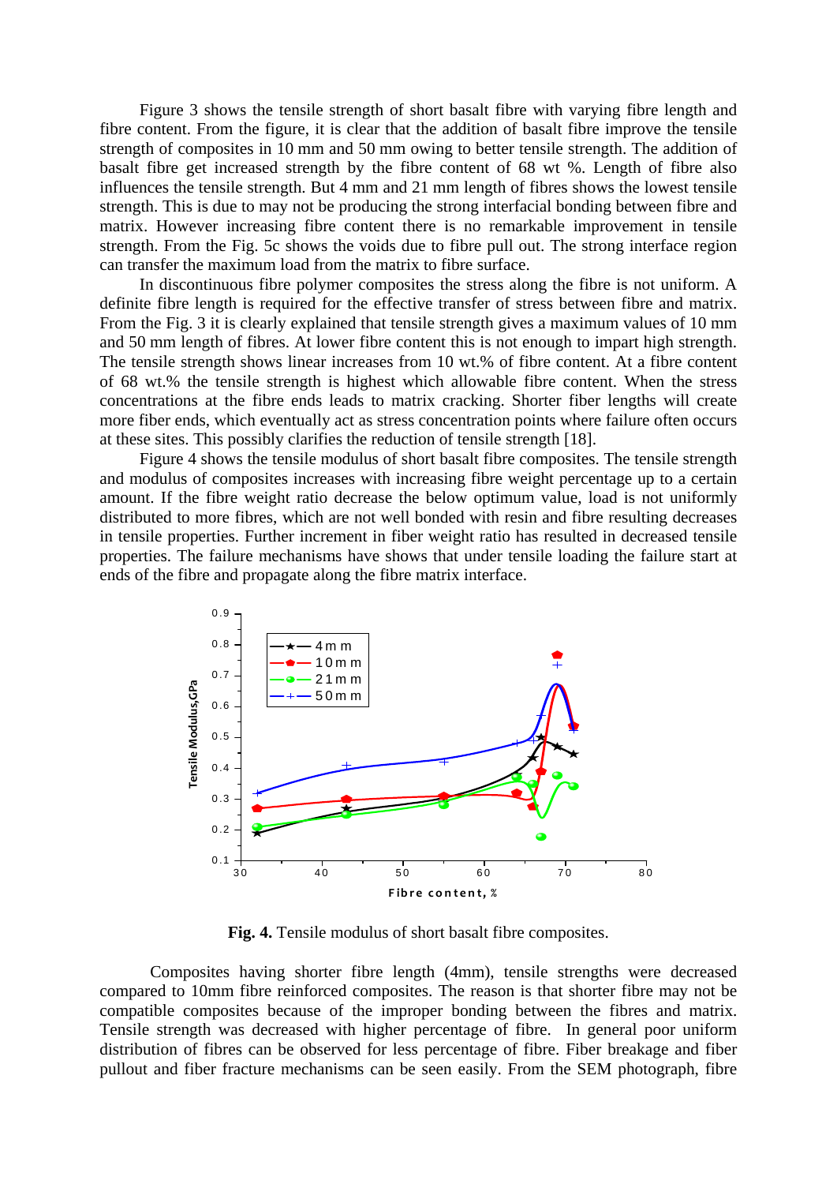Figure 3 shows the tensile strength of short basalt fibre with varying fibre length and fibre content. From the figure, it is clear that the addition of basalt fibre improve the tensile strength of composites in 10 mm and 50 mm owing to better tensile strength. The addition of basalt fibre get increased strength by the fibre content of 68 wt %. Length of fibre also influences the tensile strength. But 4 mm and 21 mm length of fibres shows the lowest tensile strength. This is due to may not be producing the strong interfacial bonding between fibre and matrix. However increasing fibre content there is no remarkable improvement in tensile strength. From the Fig. 5c shows the voids due to fibre pull out. The strong interface region can transfer the maximum load from the matrix to fibre surface.

In discontinuous fibre polymer composites the stress along the fibre is not uniform. A definite fibre length is required for the effective transfer of stress between fibre and matrix. From the Fig. 3 it is clearly explained that tensile strength gives a maximum values of 10 mm and 50 mm length of fibres. At lower fibre content this is not enough to impart high strength. The tensile strength shows linear increases from 10 wt.% of fibre content. At a fibre content of 68 wt.% the tensile strength is highest which allowable fibre content. When the stress concentrations at the fibre ends leads to matrix cracking. Shorter fiber lengths will create more fiber ends, which eventually act as stress concentration points where failure often occurs at these sites. This possibly clarifies the reduction of tensile strength [18].

Figure 4 shows the tensile modulus of short basalt fibre composites. The tensile strength and modulus of composites increases with increasing fibre weight percentage up to a certain amount. If the fibre weight ratio decrease the below optimum value, load is not uniformly distributed to more fibres, which are not well bonded with resin and fibre resulting decreases in tensile properties. Further increment in fiber weight ratio has resulted in decreased tensile properties. The failure mechanisms have shows that under tensile loading the failure start at ends of the fibre and propagate along the fibre matrix interface.

Tensile Modulus,GPa

0.9
0.8
0.7
0.6
0.5
0.4
0.3
0.2
0.1

4mm
10mm
21mm
50mm

30 40 50 60 70 80

Fibre content, %

**Fig. 4.** Tensile modulus of short basalt fibre composites.

Composites having shorter fibre length (4mm), tensile strengths were decreased compared to 10mm fibre reinforced composites. The reason is that shorter fibre may not be compatible composites because of the improper bonding between the fibres and matrix. Tensile strength was decreased with higher percentage of fibre. In general poor uniform distribution of fibres can be observed for less percentage of fibre. Fiber breakage and fiber pullout and fiber fracture mechanisms can be seen easily. From the SEM photograph, fibre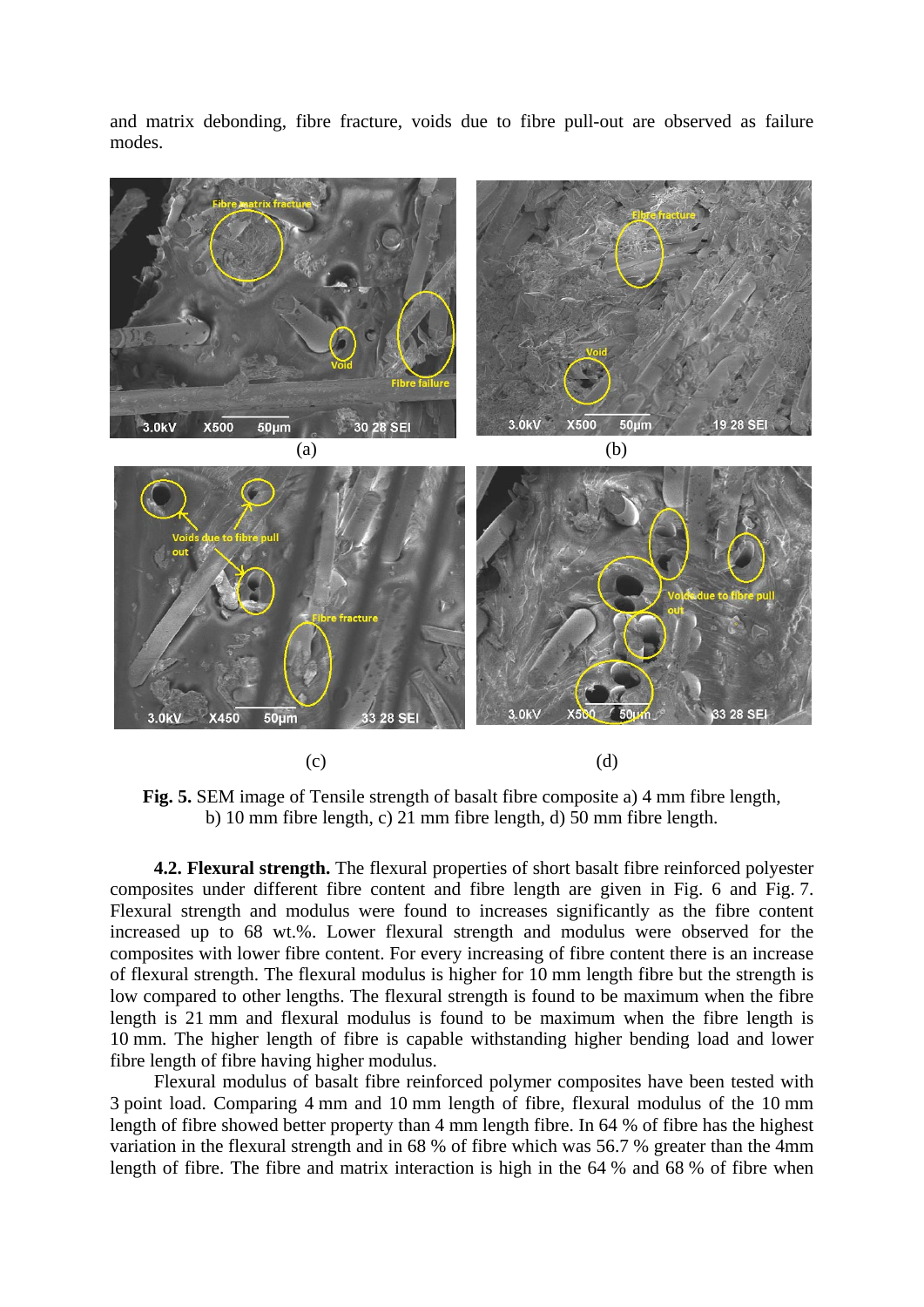and matrix debonding, fibre fracture, voids due to fibre pull-out are observed as failure modes.

Fibre matrix fracture
Void
Fibre failure
3.0kV X500 50μm 30 28 SEI

(a)

Fibre fracture
Void
3.0kV X500 50μm 19 28 SEI

(b)

Voids due to fibre pull out
Fibre fracture
3.0kV X450 50μm 33 28 SEI

(c)

Voids due to fibre pull out
3.0kV X500 50μm 33 28 SEI

(d)

**Fig. 5.** SEM image of Tensile strength of basalt fibre composite a) 4 mm fibre length, b) 10 mm fibre length, c) 21 mm fibre length, d) 50 mm fibre length.

**4.2. Flexural strength.** The flexural properties of short basalt fibre reinforced polyester composites under different fibre content and fibre length are given in Fig. 6 and Fig. 7. Flexural strength and modulus were found to increases significantly as the fibre content increased up to 68 wt.%. Lower flexural strength and modulus were observed for the composites with lower fibre content. For every increasing of fibre content there is an increase of flexural strength. The flexural modulus is higher for 10 mm length fibre but the strength is low compared to other lengths. The flexural strength is found to be maximum when the fibre length is 21 mm and flexural modulus is found to be maximum when the fibre length is 10 mm. The higher length of fibre is capable withstanding higher bending load and lower fibre length of fibre having higher modulus.

Flexural modulus of basalt fibre reinforced polymer composites have been tested with 3 point load. Comparing 4 mm and 10 mm length of fibre, flexural modulus of the 10 mm length of fibre showed better property than 4 mm length fibre. In 64 % of fibre has the highest variation in the flexural strength and in 68 % of fibre which was 56.7 % greater than the 4mm length of fibre. The fibre and matrix interaction is high in the 64 % and 68 % of fibre when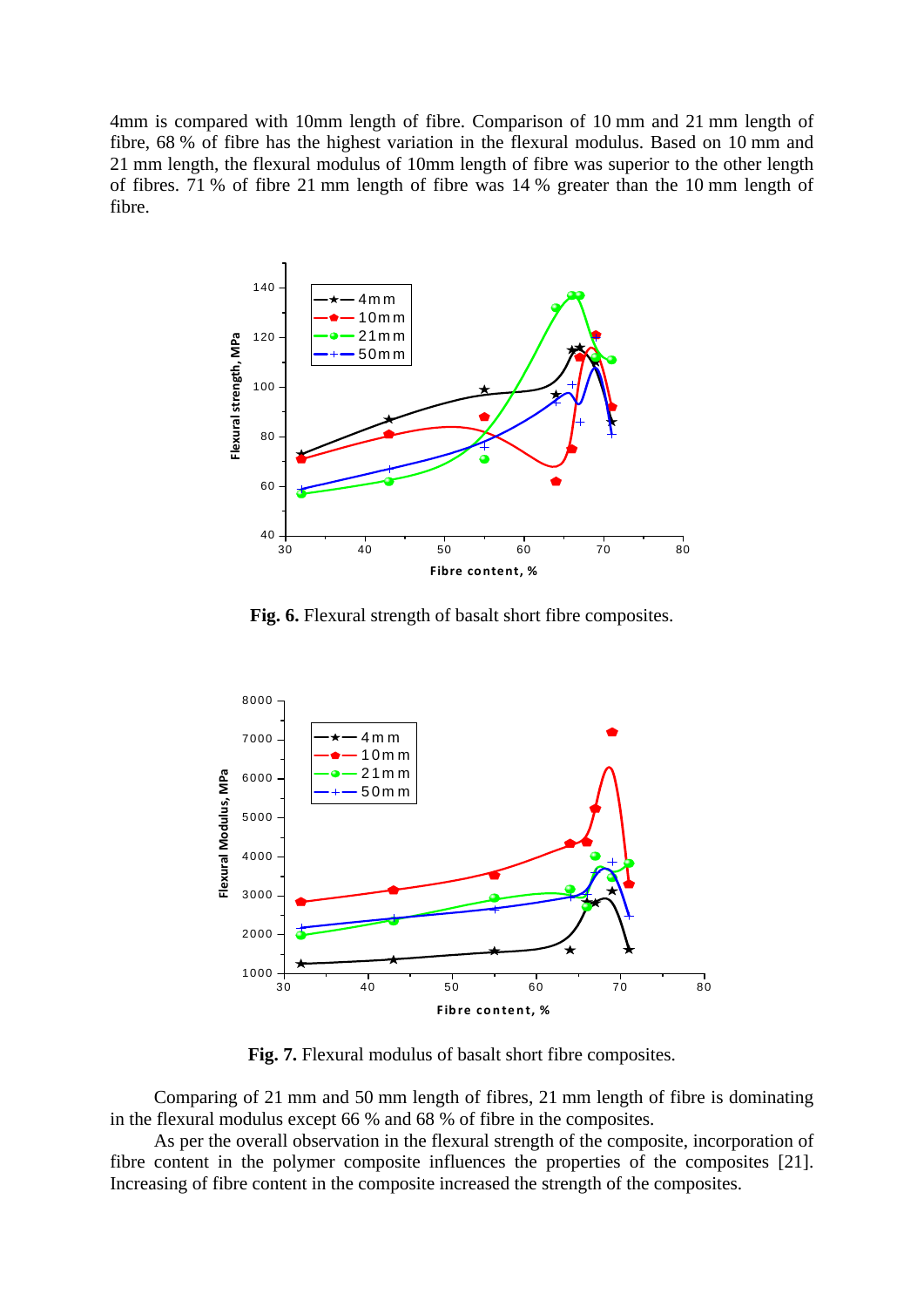4mm is compared with 10mm length of fibre. Comparison of 10 mm and 21 mm length of fibre, 68 % of fibre has the highest variation in the flexural modulus. Based on 10 mm and 21 mm length, the flexural modulus of 10mm length of fibre was superior to the other length of fibres. 71 % of fibre 21 mm length of fibre was 14 % greater than the 10 mm length of fibre.

Flexural strength, MPa
140
120
100
80
60
40
30 40 50 60 70 80
Fibre content, %
4mm
10mm
21mm
50mm

**Fig. 6.** Flexural strength of basalt short fibre composites.

Flexural Modulus, MPa
8000
7000
6000
5000
4000
3000
2000
1000
30 40 50 60 70 80
Fibre content, %
4mm
10mm
21mm
50mm

**Fig. 7.** Flexural modulus of basalt short fibre composites.

Comparing of 21 mm and 50 mm length of fibres, 21 mm length of fibre is dominating in the flexural modulus except 66 % and 68 % of fibre in the composites.

As per the overall observation in the flexural strength of the composite, incorporation of fibre content in the polymer composite influences the properties of the composites [21]. Increasing of fibre content in the composite increased the strength of the composites.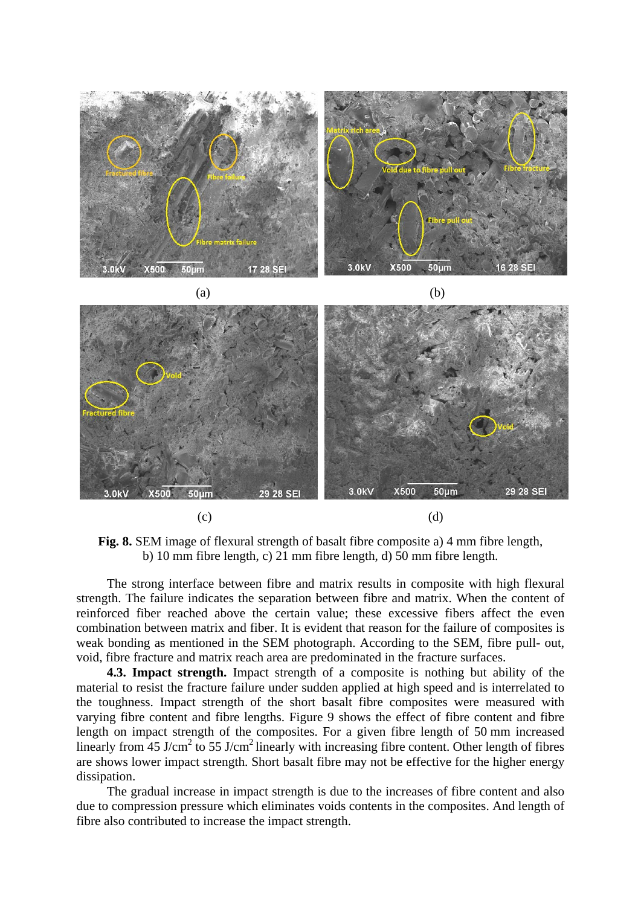(a)

(b)

(c)

(d)

**Fig. 8.** SEM image of flexural strength of basalt fibre composite a) 4 mm fibre length, b) 10 mm fibre length, c) 21 mm fibre length, d) 50 mm fibre length.

The strong interface between fibre and matrix results in composite with high flexural strength. The failure indicates the separation between fibre and matrix. When the content of reinforced fiber reached above the certain value; these excessive fibers affect the even combination between matrix and fiber. It is evident that reason for the failure of composites is weak bonding as mentioned in the SEM photograph. According to the SEM, fibre pull- out, void, fibre fracture and matrix reach area are predominated in the fracture surfaces.

**4.3. Impact strength.** Impact strength of a composite is nothing but ability of the material to resist the fracture failure under sudden applied at high speed and is interrelated to the toughness. Impact strength of the short basalt fibre composites were measured with varying fibre content and fibre lengths. Figure 9 shows the effect of fibre content and fibre length on impact strength of the composites. For a given fibre length of 50 mm increased linearly from 45 J/cm$^2$ to 55 J/cm$^2$ linearly with increasing fibre content. Other length of fibres are shows lower impact strength. Short basalt fibre may not be effective for the higher energy dissipation.

The gradual increase in impact strength is due to the increases of fibre content and also due to compression pressure which eliminates voids contents in the composites. And length of fibre also contributed to increase the impact strength.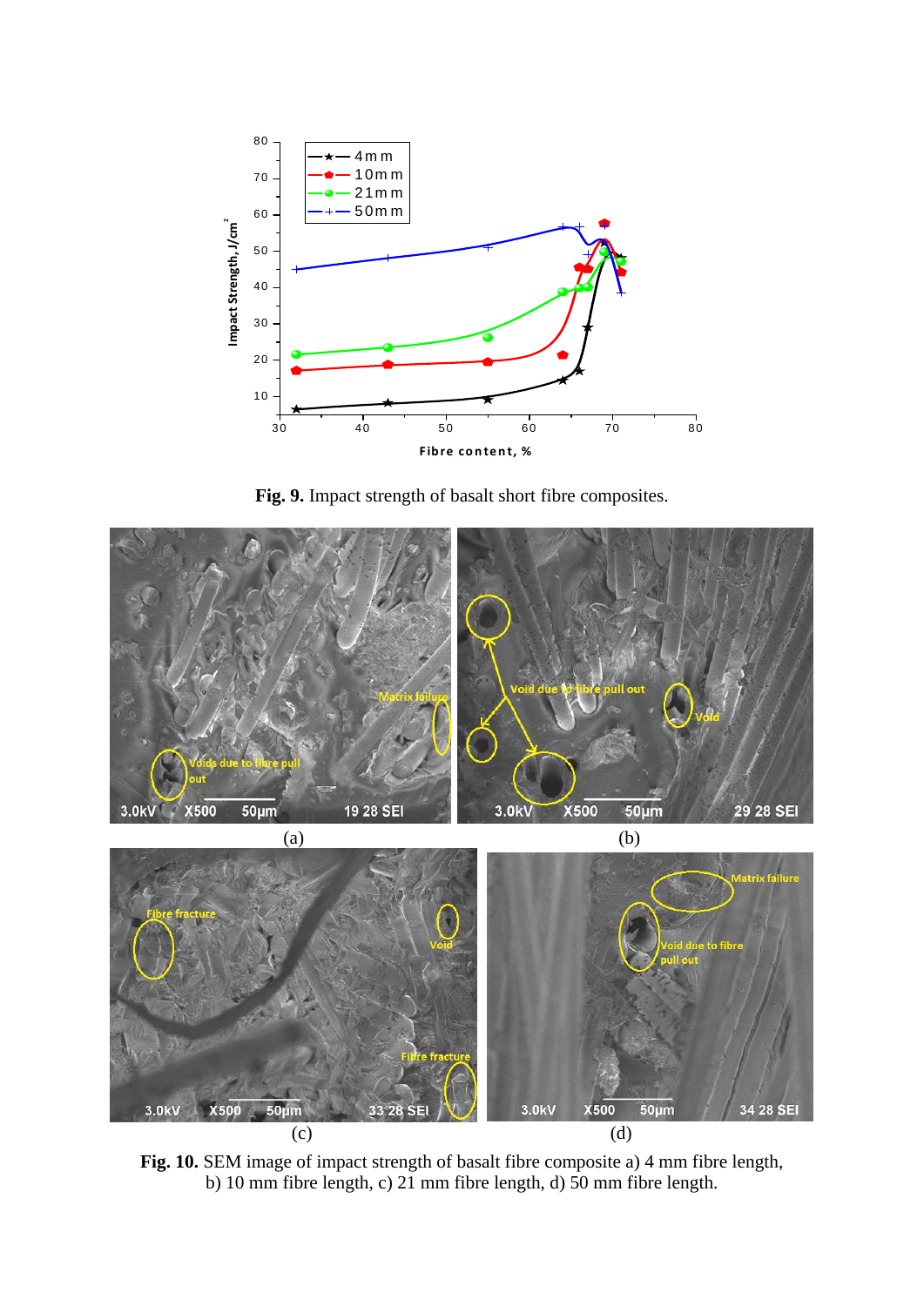80
70
60
50
40
30
20
10

4mm
10mm
21mm
50mm

Impact Strength, J/cm²

30 40 50 60 70 80

Fibre content, %

**Fig. 9.** Impact strength of basalt short fibre composites.

Matrix failure
Voids due to fibre pull out
3.0kV X500 50μm 19 28 SEI

Void due to fibre pull out
Void
3.0kV X500 50μm 29 28 SEI

(a)

(b)

Fibre fracture
Void
Fibre fracture
3.0kV X500 50μm 33 28 SEI

Matrix failure
Void due to fibre pull out
3.0kV X500 50μm 34 28 SEI

(c)

(d)

**Fig. 10.** SEM image of impact strength of basalt fibre composite a) 4 mm fibre length, b) 10 mm fibre length, c) 21 mm fibre length, d) 50 mm fibre length.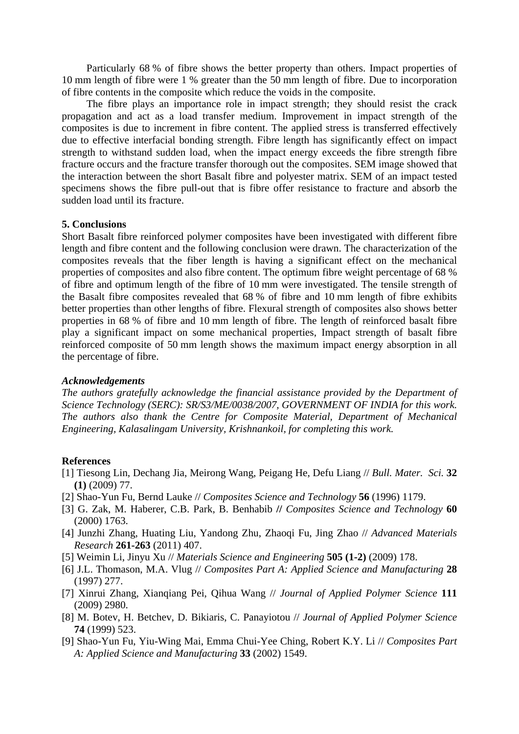Particularly 68 % of fibre shows the better property than others. Impact properties of 10 mm length of fibre were 1 % greater than the 50 mm length of fibre. Due to incorporation of fibre contents in the composite which reduce the voids in the composite.

The fibre plays an importance role in impact strength; they should resist the crack propagation and act as a load transfer medium. Improvement in impact strength of the composites is due to increment in fibre content. The applied stress is transferred effectively due to effective interfacial bonding strength. Fibre length has significantly effect on impact strength to withstand sudden load, when the impact energy exceeds the fibre strength fibre fracture occurs and the fracture transfer thorough out the composites. SEM image showed that the interaction between the short Basalt fibre and polyester matrix. SEM of an impact tested specimens shows the fibre pull-out that is fibre offer resistance to fracture and absorb the sudden load until its fracture.

## 5. Conclusions

Short Basalt fibre reinforced polymer composites have been investigated with different fibre length and fibre content and the following conclusion were drawn. The characterization of the composites reveals that the fiber length is having a significant effect on the mechanical properties of composites and also fibre content. The optimum fibre weight percentage of 68 % of fibre and optimum length of the fibre of 10 mm were investigated. The tensile strength of the Basalt fibre composites revealed that 68 % of fibre and 10 mm length of fibre exhibits better properties than other lengths of fibre. Flexural strength of composites also shows better properties in 68 % of fibre and 10 mm length of fibre. The length of reinforced basalt fibre play a significant impact on some mechanical properties, Impact strength of basalt fibre reinforced composite of 50 mm length shows the maximum impact energy absorption in all the percentage of fibre.

### *Acknowledgements*

*The authors gratefully acknowledge the financial assistance provided by the Department of Science Technology (SERC): SR/S3/ME/0038/2007, GOVERNMENT OF INDIA for this work. The authors also thank the Centre for Composite Material, Department of Mechanical Engineering, Kalasalingam University, Krishnankoil, for completing this work.*

## References

[1] Tiesong Lin, Dechang Jia, Meirong Wang, Peigang He, Defu Liang // *Bull. Mater. Sci.* **32 (1)** (2009) 77.

[2] Shao-Yun Fu, Bernd Lauke // *Composites Science and Technology* **56** (1996) 1179.

[3] G. Zak, M. Haberer, C.B. Park, B. Benhabib **//** *Composites Science and Technology* **60** (2000) 1763.

[4] Junzhi Zhang, Huating Liu, Yandong Zhu, Zhaoqi Fu, Jing Zhao // *Advanced Materials Research* **261-263** (2011) 407.

[5] Weimin Li, Jinyu Xu // *Materials Science and Engineering* **505 (1-2)** (2009) 178.

[6] J.L. Thomason, M.A. Vlug // *Composites Part A: Applied Science and Manufacturing* **28** (1997) 277.

[7] Xinrui Zhang, Xianqiang Pei, Qihua Wang // *Journal of Applied Polymer Science* **111** (2009) 2980.

[8] M. Botev, H. Betchev, D. Bikiaris, C. Panayiotou // *Journal of Applied Polymer Science* **74** (1999) 523.

[9] Shao-Yun Fu, Yiu-Wing Mai, Emma Chui-Yee Ching, Robert K.Y. Li // *Composites Part A: Applied Science and Manufacturing* **33** (2002) 1549.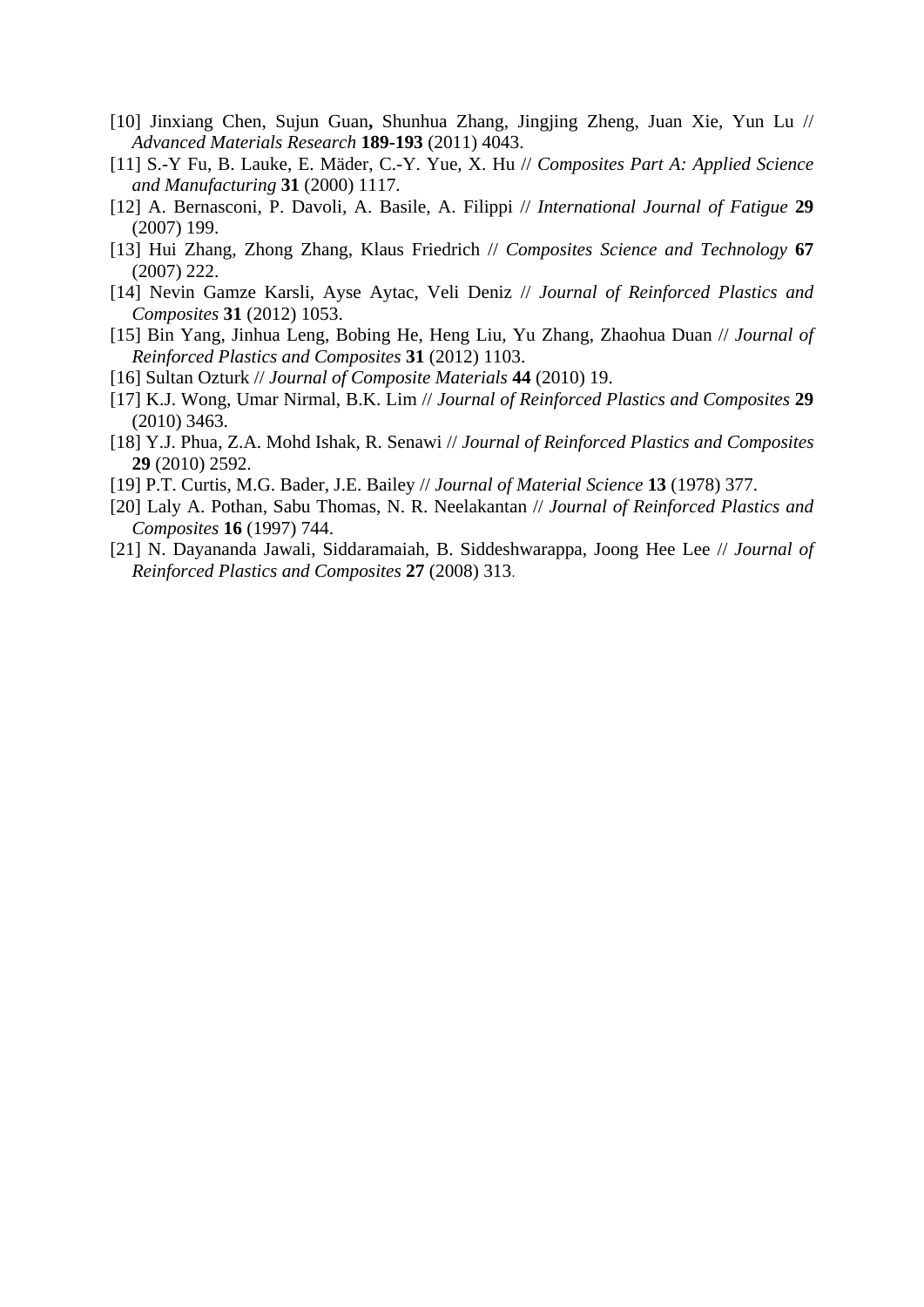[10] Jinxiang Chen, Sujun Guan**,** Shunhua Zhang, Jingjing Zheng, Juan Xie, Yun Lu // *Advanced Materials Research* **189-193** (2011) 4043.

[11] S.-Y Fu, B. Lauke, E. Mäder, C.-Y. Yue, X. Hu // *Composites Part A: Applied Science and Manufacturing* **31** (2000) 1117.

[12] A. Bernasconi, P. Davoli, A. Basile, A. Filippi // *International Journal of Fatigue* **29** (2007) 199.

[13] Hui Zhang, Zhong Zhang, Klaus Friedrich // *Composites Science and Technology* **67** (2007) 222.

[14] Nevin Gamze Karsli, Ayse Aytac, Veli Deniz // *Journal of Reinforced Plastics and Composites* **31** (2012) 1053.

[15] Bin Yang, Jinhua Leng, Bobing He, Heng Liu, Yu Zhang, Zhaohua Duan // *Journal of Reinforced Plastics and Composites* **31** (2012) 1103.

[16] Sultan Ozturk // *Journal of Composite Materials* **44** (2010) 19.

[17] K.J. Wong, Umar Nirmal, B.K. Lim // *Journal of Reinforced Plastics and Composites* **29** (2010) 3463.

[18] Y.J. Phua, Z.A. Mohd Ishak, R. Senawi // *Journal of Reinforced Plastics and Composites* **29** (2010) 2592.

[19] P.T. Curtis, M.G. Bader, J.E. Bailey // *Journal of Material Science* **13** (1978) 377.

[20] Laly A. Pothan, Sabu Thomas, N. R. Neelakantan // *Journal of Reinforced Plastics and Composites* **16** (1997) 744.

[21] N. Dayananda Jawali, Siddaramaiah, B. Siddeshwarappa, Joong Hee Lee // *Journal of Reinforced Plastics and Composites* **27** (2008) 313.